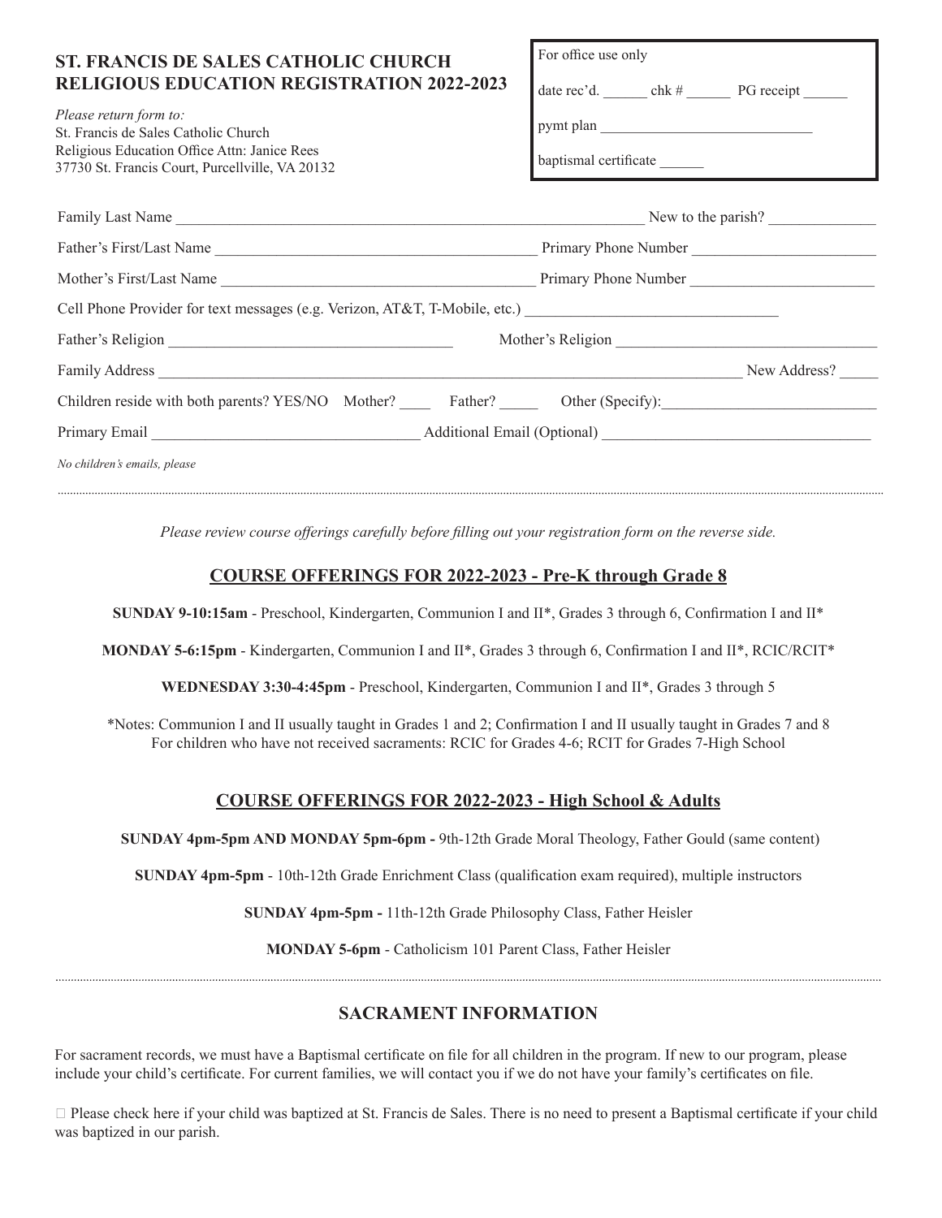**ST. FRANCIS DE SALES CATHOLIC CHURCH**
**RELIGIOUS EDUCATION REGISTRATION 2022-2023**

*Please return form to:*
St. Francis de Sales Catholic Church
Religious Education Office Attn: Janice Rees
37730 St. Francis Court, Purcellville, VA 20132

For office use only

date rec'd. ______ chk # ______ PG receipt ______

pymt plan ____________________________

baptismal certificate ______

Family Last Name ______________________________________________________________ New to the parish? ______________

Father's First/Last Name __________________________________________ Primary Phone Number ________________________

Mother's First/Last Name _________________________________________ Primary Phone Number ________________________

Cell Phone Provider for text messages (e.g. Verizon, AT&T, T-Mobile, etc.) ________________________________

Father's Religion ____________________________________ Mother's Religion _________________________________

Family Address ____________________________________________________________________________ New Address? _____

Children reside with both parents? YES/NO Mother? ____ Father? _____ Other (Specify):___________________________

Primary Email _________________________________ Additional Email (Optional) _________________________________

*No children's emails, please*

---

*Please review course offerings carefully before filling out your registration form on the reverse side.*

## COURSE OFFERINGS FOR 2022-2023 - Pre-K through Grade 8

**SUNDAY 9-10:15am** - Preschool, Kindergarten, Communion I and II*, Grades 3 through 6, Confirmation I and II*

**MONDAY 5-6:15pm** - Kindergarten, Communion I and II*, Grades 3 through 6, Confirmation I and II*, RCIC/RCIT*

**WEDNESDAY 3:30-4:45pm** - Preschool, Kindergarten, Communion I and II*, Grades 3 through 5

*Notes: Communion I and II usually taught in Grades 1 and 2; Confirmation I and II usually taught in Grades 7 and 8
For children who have not received sacraments: RCIC for Grades 4-6; RCIT for Grades 7-High School

## COURSE OFFERINGS FOR 2022-2023 - High School & Adults

**SUNDAY 4pm-5pm AND MONDAY 5pm-6pm -** 9th-12th Grade Moral Theology, Father Gould (same content)

**SUNDAY 4pm-5pm** - 10th-12th Grade Enrichment Class (qualification exam required), multiple instructors

**SUNDAY 4pm-5pm -** 11th-12th Grade Philosophy Class, Father Heisler

**MONDAY 5-6pm** - Catholicism 101 Parent Class, Father Heisler

---

## SACRAMENT INFORMATION

For sacrament records, we must have a Baptismal certificate on file for all children in the program. If new to our program, please include your child's certificate. For current families, we will contact you if we do not have your family's certificates on file.

☐ Please check here if your child was baptized at St. Francis de Sales. There is no need to present a Baptismal certificate if your child was baptized in our parish.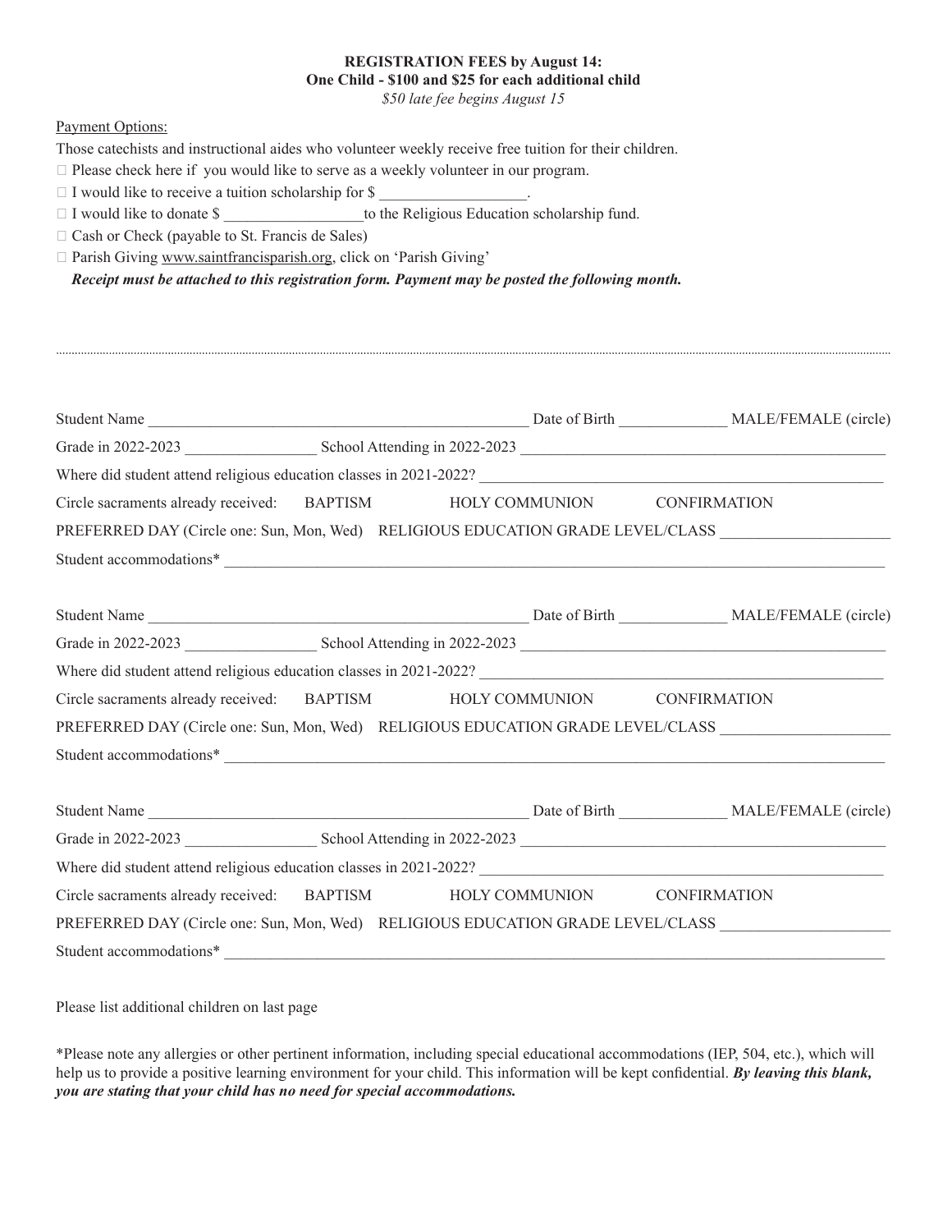**REGISTRATION FEES by August 14:**
**One Child - $100 and $25 for each additional child**
*$50 late fee begins August 15*

Payment Options:

Those catechists and instructional aides who volunteer weekly receive free tuition for their children.

- ☐ Please check here if you would like to serve as a weekly volunteer in our program.
- ☐ I would like to receive a tuition scholarship for $ ___________________.
- ☐ I would like to donate $ __________________to the Religious Education scholarship fund.
- ☐ Cash or Check (payable to St. Francis de Sales)
- ☐ Parish Giving www.saintfrancisparish.org, click on 'Parish Giving'

***Receipt must be attached to this registration form. Payment may be posted the following month.***

---

Student Name __________________________________________________ Date of Birth ______________ MALE/FEMALE (circle)

Grade in 2022-2023 _________________ School Attending in 2022-2023 ______________________________________________

Where did student attend religious education classes in 2021-2022? _________________________________________________

Circle sacraments already received: BAPTISM HOLY COMMUNION CONFIRMATION

PREFERRED DAY (Circle one: Sun, Mon, Wed) RELIGIOUS EDUCATION GRADE LEVEL/CLASS _____________________

Student accommodations* _____________________________________________________________________________________

Student Name __________________________________________________ Date of Birth ______________ MALE/FEMALE (circle)

Grade in 2022-2023 _________________ School Attending in 2022-2023 ______________________________________________

Where did student attend religious education classes in 2021-2022? _________________________________________________

Circle sacraments already received: BAPTISM HOLY COMMUNION CONFIRMATION

PREFERRED DAY (Circle one: Sun, Mon, Wed) RELIGIOUS EDUCATION GRADE LEVEL/CLASS _____________________

Student accommodations* _____________________________________________________________________________________

Student Name __________________________________________________ Date of Birth ______________ MALE/FEMALE (circle)

Grade in 2022-2023 _________________ School Attending in 2022-2023 ______________________________________________

Where did student attend religious education classes in 2021-2022? _________________________________________________

Circle sacraments already received: BAPTISM HOLY COMMUNION CONFIRMATION

PREFERRED DAY (Circle one: Sun, Mon, Wed) RELIGIOUS EDUCATION GRADE LEVEL/CLASS _____________________

Student accommodations* _____________________________________________________________________________________

Please list additional children on last page

*Please note any allergies or other pertinent information, including special educational accommodations (IEP, 504, etc.), which will help us to provide a positive learning environment for your child. This information will be kept confidential. ***By leaving this blank, you are stating that your child has no need for special accommodations.***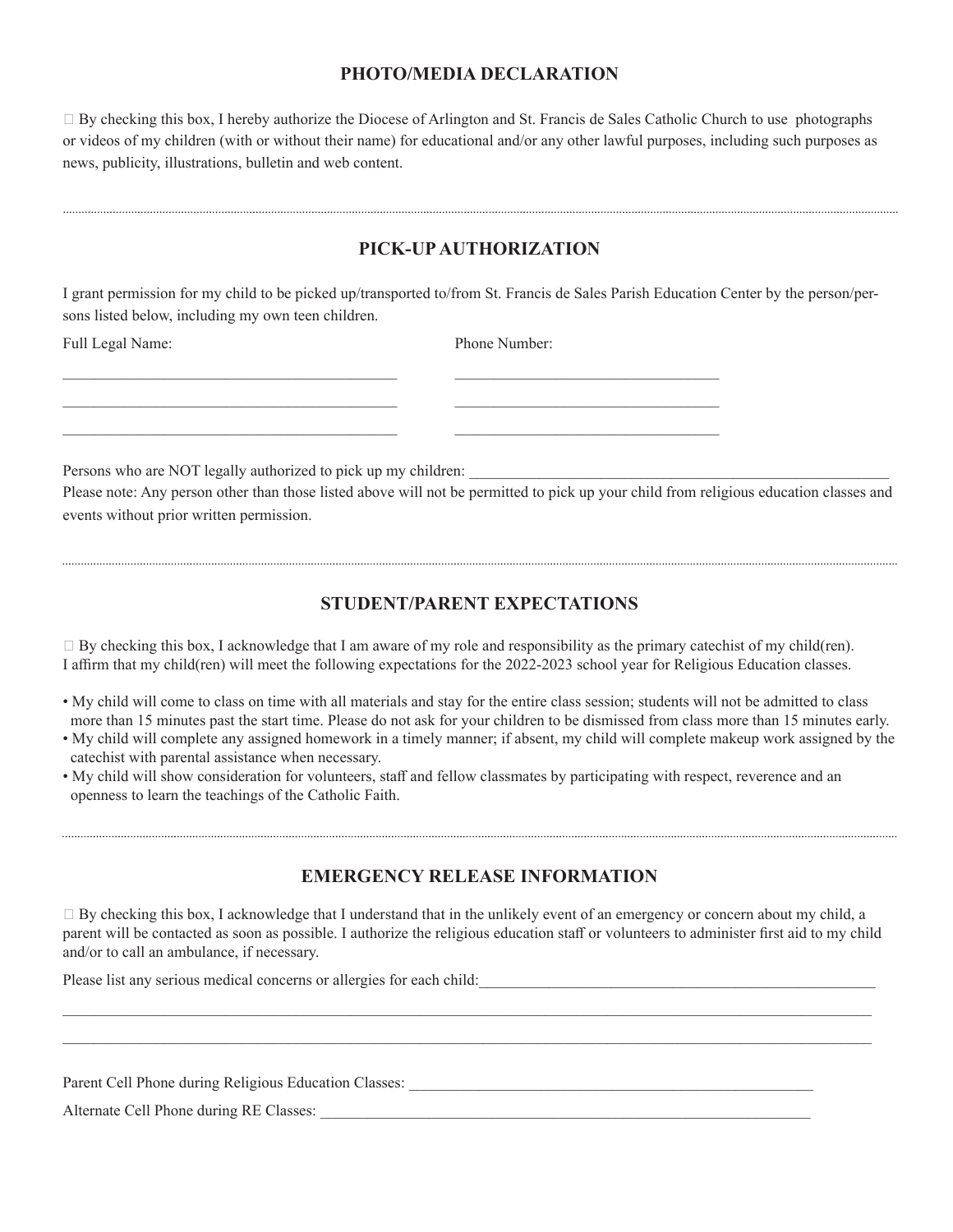## PHOTO/MEDIA DECLARATION

☐ By checking this box, I hereby authorize the Diocese of Arlington and St. Francis de Sales Catholic Church to use photographs or videos of my children (with or without their name) for educational and/or any other lawful purposes, including such purposes as news, publicity, illustrations, bulletin and web content.

---

## PICK-UP AUTHORIZATION

I grant permission for my child to be picked up/transported to/from St. Francis de Sales Parish Education Center by the person/persons listed below, including my own teen children.

| Full Legal Name: | Phone Number: |
|---|---|
| _____________________________________________ | ___________________________________ |
| _____________________________________________ | ___________________________________ |
| _____________________________________________ | ___________________________________ |

Persons who are NOT legally authorized to pick up my children: ___________________________________________________________

Please note: Any person other than those listed above will not be permitted to pick up your child from religious education classes and events without prior written permission.

---

## STUDENT/PARENT EXPECTATIONS

☐ By checking this box, I acknowledge that I am aware of my role and responsibility as the primary catechist of my child(ren). I affirm that my child(ren) will meet the following expectations for the 2022-2023 school year for Religious Education classes.

- My child will come to class on time with all materials and stay for the entire class session; students will not be admitted to class more than 15 minutes past the start time. Please do not ask for your children to be dismissed from class more than 15 minutes early.
- My child will complete any assigned homework in a timely manner; if absent, my child will complete makeup work assigned by the catechist with parental assistance when necessary.
- My child will show consideration for volunteers, staff and fellow classmates by participating with respect, reverence and an openness to learn the teachings of the Catholic Faith.

---

## EMERGENCY RELEASE INFORMATION

☐ By checking this box, I acknowledge that I understand that in the unlikely event of an emergency or concern about my child, a parent will be contacted as soon as possible. I authorize the religious education staff or volunteers to administer first aid to my child and/or to call an ambulance, if necessary.

Please list any serious medical concerns or allergies for each child:_______________________________________________________

_______________________________________________________________________________________________________________

_______________________________________________________________________________________________________________

Parent Cell Phone during Religious Education Classes: ________________________________________________________

Alternate Cell Phone during RE Classes: ____________________________________________________________________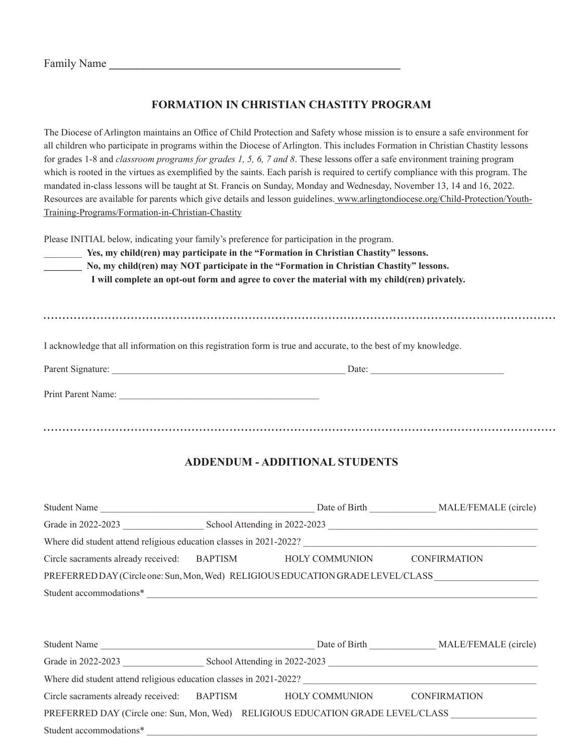Family Name ____________________________________________________

## FORMATION IN CHRISTIAN CHASTITY PROGRAM

The Diocese of Arlington maintains an Office of Child Protection and Safety whose mission is to ensure a safe environment for all children who participate in programs within the Diocese of Arlington. This includes Formation in Christian Chastity lessons for grades 1-8 and *classroom programs for grades 1, 5, 6, 7 and 8*. These lessons offer a safe environment training program which is rooted in the virtues as exemplified by the saints. Each parish is required to certify compliance with this program. The mandated in-class lessons will be taught at St. Francis on Sunday, Monday and Wednesday, November 13, 14 and 16, 2022. Resources are available for parents which give details and lesson guidelines. www.arlingtondiocese.org/Child-Protection/Youth-Training-Programs/Formation-in-Christian-Chastity

Please INITIAL below, indicating your family's preference for participation in the program.

________ **Yes, my child(ren) may participate in the "Formation in Christian Chastity" lessons.**

________ **No, my child(ren) may NOT participate in the "Formation in Christian Chastity" lessons.**
**I will complete an opt-out form and agree to cover the material with my child(ren) privately.**

---

I acknowledge that all information on this registration form is true and accurate, to the best of my knowledge.

Parent Signature: __________________________________________________ Date: ____________________________

Print Parent Name: __________________________________________

---

## ADDENDUM - ADDITIONAL STUDENTS

Student Name ______________________________________________ Date of Birth ______________ MALE/FEMALE (circle)

Grade in 2022-2023 _________________ School Attending in 2022-2023 ____________________________________________

Where did student attend religious education classes in 2021-2022? _______________________________________________

Circle sacraments already received: BAPTISM HOLY COMMUNION CONFIRMATION

PREFERRED DAY (Circle one: Sun, Mon, Wed) RELIGIOUS EDUCATION GRADE LEVEL/CLASS ______________________

Student accommodations* __________________________________________________________________________________

Student Name ______________________________________________ Date of Birth ______________ MALE/FEMALE (circle)

Grade in 2022-2023 _________________ School Attending in 2022-2023 ____________________________________________

Where did student attend religious education classes in 2021-2022? _______________________________________________

Circle sacraments already received: BAPTISM HOLY COMMUNION CONFIRMATION

PREFERRED DAY (Circle one: Sun, Mon, Wed) RELIGIOUS EDUCATION GRADE LEVEL/CLASS __________________

Student accommodations* __________________________________________________________________________________